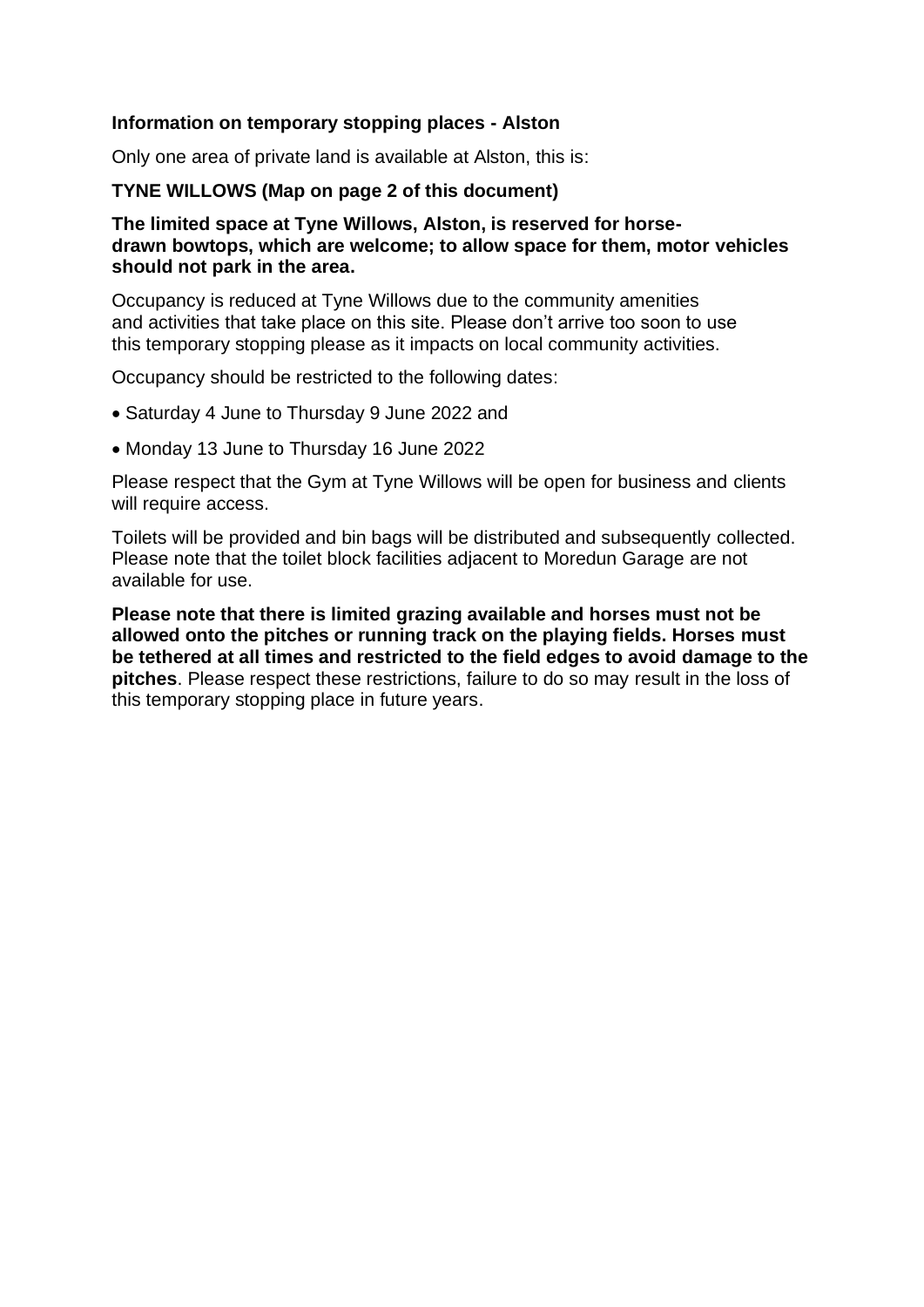**Information on temporary stopping places - Alston**

Only one area of private land is available at Alston, this is:

**TYNE WILLOWS (Map on page 2 of this document)**

**The limited space at Tyne Willows, Alston, is reserved for horse-drawn bowtops, which are welcome; to allow space for them, motor vehicles should not park in the area.**

Occupancy is reduced at Tyne Willows due to the community amenities and activities that take place on this site. Please don't arrive too soon to use this temporary stopping please as it impacts on local community activities.

Occupancy should be restricted to the following dates:

- Saturday 4 June to Thursday 9 June 2022 and
- Monday 13 June to Thursday 16 June 2022

Please respect that the Gym at Tyne Willows will be open for business and clients will require access.

Toilets will be provided and bin bags will be distributed and subsequently collected. Please note that the toilet block facilities adjacent to Moredun Garage are not available for use.

**Please note that there is limited grazing available and horses must not be allowed onto the pitches or running track on the playing fields. Horses must be tethered at all times and restricted to the field edges to avoid damage to the pitches**. Please respect these restrictions, failure to do so may result in the loss of this temporary stopping place in future years.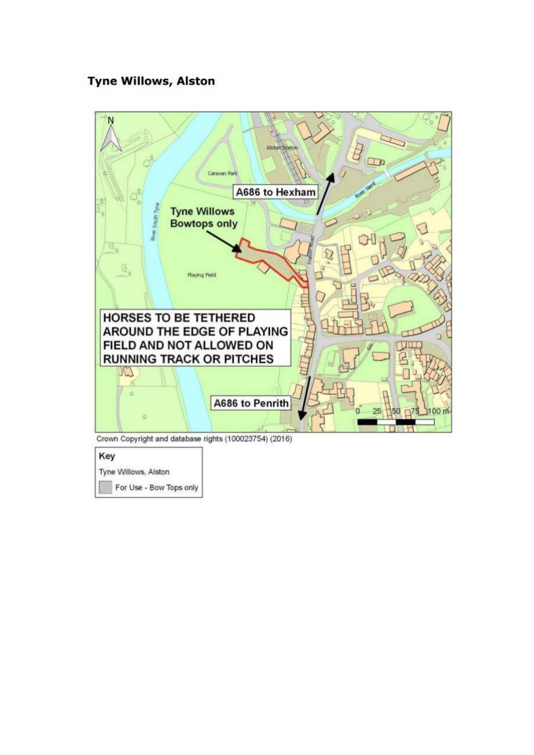## Tyne Willows, Alston

N

Alston Station

Caravan Park

River Nent

A686 to Hexham

River South Tyne

Tyne Willows
Bowtops only

Station Road

Playing Field

HORSES TO BE TETHERED AROUND THE EDGE OF PLAYING FIELD AND NOT ALLOWED ON RUNNING TRACK OR PITCHES

A686 to Penrith

0 25 50 75 100 m

Crown Copyright and database rights (100023754) (2016)

Key

Tyne Willows, Alston

For Use - Bow Tops only